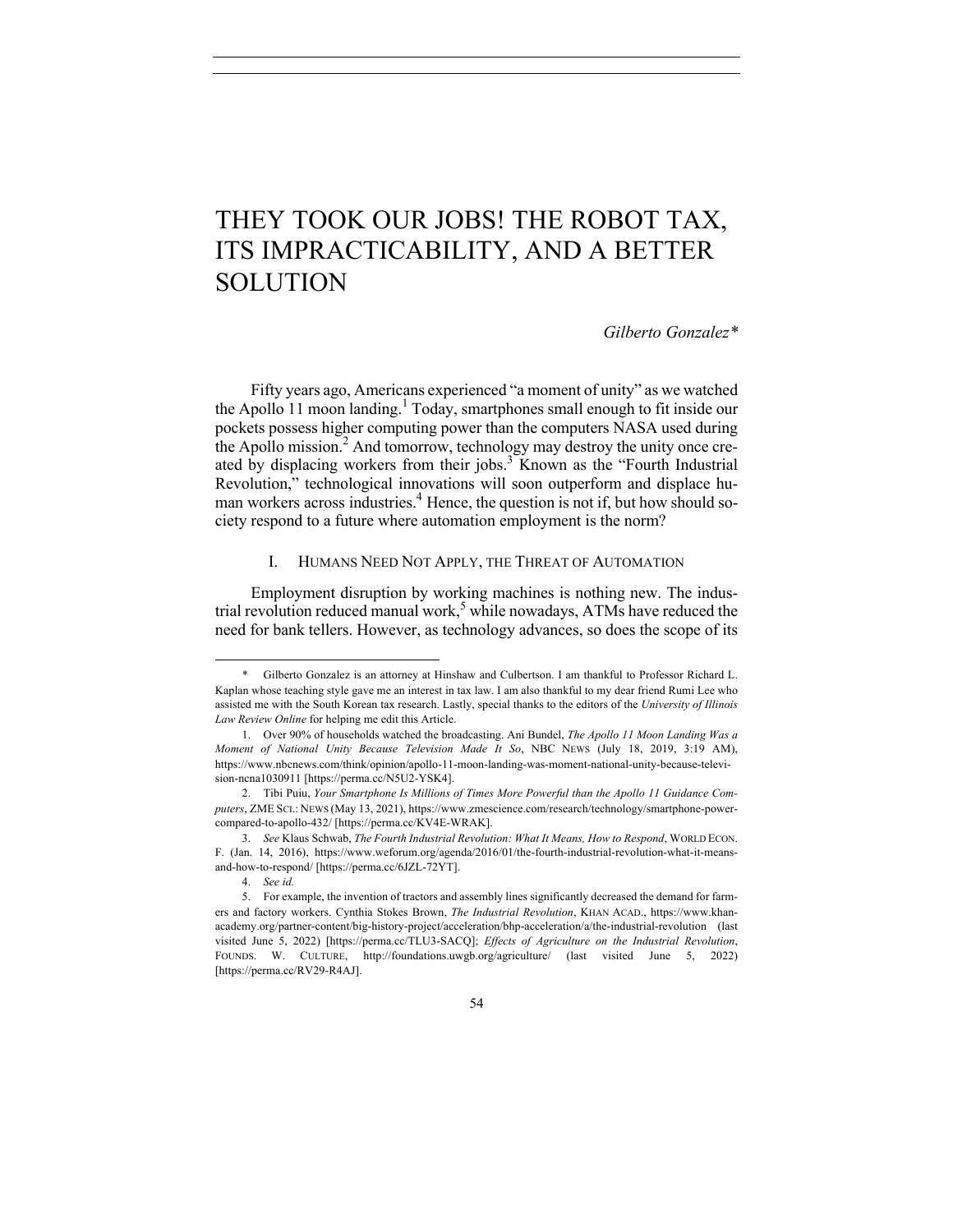# THEY TOOK OUR JOBS! THE ROBOT TAX, ITS IMPRACTICABILITY, AND A BETTER SOLUTION

*Gilberto Gonzalez**

Fifty years ago, Americans experienced "a moment of unity" as we watched the Apollo 11 moon landing.[1] Today, smartphones small enough to fit inside our pockets possess higher computing power than the computers NASA used during the Apollo mission.[2] And tomorrow, technology may destroy the unity once created by displacing workers from their jobs.[3] Known as the "Fourth Industrial Revolution," technological innovations will soon outperform and displace human workers across industries.[4] Hence, the question is not if, but how should society respond to a future where automation employment is the norm?

## I. HUMANS NEED NOT APPLY, THE THREAT OF AUTOMATION

Employment disruption by working machines is nothing new. The industrial revolution reduced manual work,[5] while nowadays, ATMs have reduced the need for bank tellers. However, as technology advances, so does the scope of its

---

\* Gilberto Gonzalez is an attorney at Hinshaw and Culbertson. I am thankful to Professor Richard L. Kaplan whose teaching style gave me an interest in tax law. I am also thankful to my dear friend Rumi Lee who assisted me with the South Korean tax research. Lastly, special thanks to the editors of the *University of Illinois Law Review Online* for helping me edit this Article.

1. Over 90% of households watched the broadcasting. Ani Bundel, *The Apollo 11 Moon Landing Was a Moment of National Unity Because Television Made It So*, NBC NEWS (July 18, 2019, 3:19 AM), https://www.nbcnews.com/think/opinion/apollo-11-moon-landing-was-moment-national-unity-because-television-ncna1030911 [https://perma.cc/N5U2-YSK4].

2. Tibi Puiu, *Your Smartphone Is Millions of Times More Powerful than the Apollo 11 Guidance Computers*, ZME SCI.: NEWS (May 13, 2021), https://www.zmescience.com/research/technology/smartphone-power-compared-to-apollo-432/ [https://perma.cc/KV4E-WRAK].

3. *See* Klaus Schwab, *The Fourth Industrial Revolution: What It Means, How to Respond*, WORLD ECON. F. (Jan. 14, 2016), https://www.weforum.org/agenda/2016/01/the-fourth-industrial-revolution-what-it-means-and-how-to-respond/ [https://perma.cc/6JZL-72YT].

4. *See id.*

5. For example, the invention of tractors and assembly lines significantly decreased the demand for farmers and factory workers. Cynthia Stokes Brown, *The Industrial Revolution*, KHAN ACAD., https://www.khanacademy.org/partner-content/big-history-project/acceleration/bhp-acceleration/a/the-industrial-revolution (last visited June 5, 2022) [https://perma.cc/TLU3-SACQ]; *Effects of Agriculture on the Industrial Revolution*, FOUNDS. W. CULTURE, http://foundations.uwgb.org/agriculture/ (last visited June 5, 2022) [https://perma.cc/RV29-R4AJ].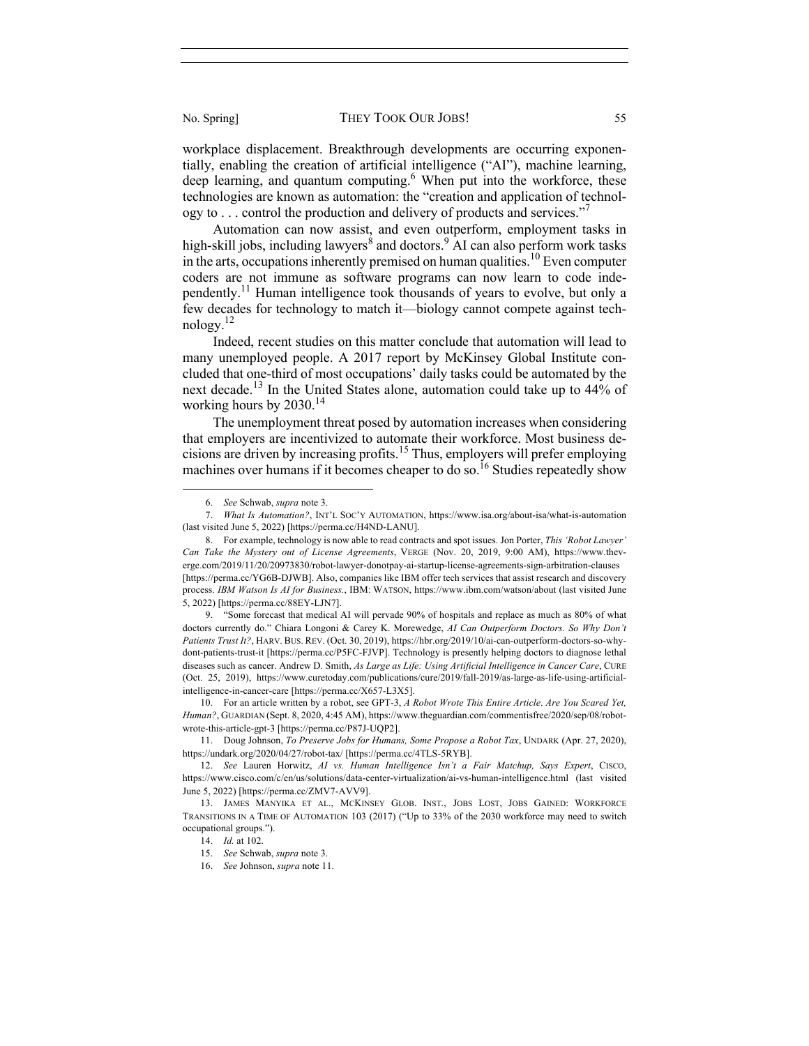workplace displacement. Breakthrough developments are occurring exponentially, enabling the creation of artificial intelligence ("AI"), machine learning, deep learning, and quantum computing.[6] When put into the workforce, these technologies are known as automation: the "creation and application of technology to . . . control the production and delivery of products and services."[7]

Automation can now assist, and even outperform, employment tasks in high-skill jobs, including lawyers[8] and doctors.[9] AI can also perform work tasks in the arts, occupations inherently premised on human qualities.[10] Even computer coders are not immune as software programs can now learn to code independently.[11] Human intelligence took thousands of years to evolve, but only a few decades for technology to match it—biology cannot compete against technology.[12]

Indeed, recent studies on this matter conclude that automation will lead to many unemployed people. A 2017 report by McKinsey Global Institute concluded that one-third of most occupations' daily tasks could be automated by the next decade.[13] In the United States alone, automation could take up to 44% of working hours by 2030.[14]

The unemployment threat posed by automation increases when considering that employers are incentivized to automate their workforce. Most business decisions are driven by increasing profits.[15] Thus, employers will prefer employing machines over humans if it becomes cheaper to do so.[16] Studies repeatedly show

---

6. *See* Schwab, *supra* note 3.

7. *What Is Automation?*, INT'L SOC'Y AUTOMATION, https://www.isa.org/about-isa/what-is-automation (last visited June 5, 2022) [https://perma.cc/H4ND-LANU].

8. For example, technology is now able to read contracts and spot issues. Jon Porter, *This 'Robot Lawyer' Can Take the Mystery out of License Agreements*, VERGE (Nov. 20, 2019, 9:00 AM), https://www.theverge.com/2019/11/20/20973830/robot-lawyer-donotpay-ai-startup-license-agreements-sign-arbitration-clauses [https://perma.cc/YG6B-DJWB]. Also, companies like IBM offer tech services that assist research and discovery process. *IBM Watson Is AI for Business.*, IBM: WATSON, https://www.ibm.com/watson/about (last visited June 5, 2022) [https://perma.cc/88EY-LJN7].

9. "Some forecast that medical AI will pervade 90% of hospitals and replace as much as 80% of what doctors currently do." Chiara Longoni & Carey K. Morewedge, *AI Can Outperform Doctors. So Why Don't Patients Trust It?*, HARV. BUS. REV. (Oct. 30, 2019), https://hbr.org/2019/10/ai-can-outperform-doctors-so-why-dont-patients-trust-it [https://perma.cc/P5FC-FJVP]. Technology is presently helping doctors to diagnose lethal diseases such as cancer. Andrew D. Smith, *As Large as Life: Using Artificial Intelligence in Cancer Care*, CURE (Oct. 25, 2019), https://www.curetoday.com/publications/cure/2019/fall-2019/as-large-as-life-using-artificial-intelligence-in-cancer-care [https://perma.cc/X657-L3X5].

10. For an article written by a robot, see GPT-3, *A Robot Wrote This Entire Article. Are You Scared Yet, Human?*, GUARDIAN (Sept. 8, 2020, 4:45 AM), https://www.theguardian.com/commentisfree/2020/sep/08/robot-wrote-this-article-gpt-3 [https://perma.cc/P87J-UQP2].

11. Doug Johnson, *To Preserve Jobs for Humans, Some Propose a Robot Tax*, UNDARK (Apr. 27, 2020), https://undark.org/2020/04/27/robot-tax/ [https://perma.cc/4TLS-5RYB].

12. *See* Lauren Horwitz, *AI vs. Human Intelligence Isn't a Fair Matchup, Says Expert*, CISCO, https://www.cisco.com/c/en/us/solutions/data-center-virtualization/ai-vs-human-intelligence.html (last visited June 5, 2022) [https://perma.cc/ZMV7-AVV9].

13. JAMES MANYIKA ET AL., MCKINSEY GLOB. INST., JOBS LOST, JOBS GAINED: WORKFORCE TRANSITIONS IN A TIME OF AUTOMATION 103 (2017) ("Up to 33% of the 2030 workforce may need to switch occupational groups.").

14. *Id.* at 102.

15. *See* Schwab, *supra* note 3.

16. *See* Johnson, *supra* note 11.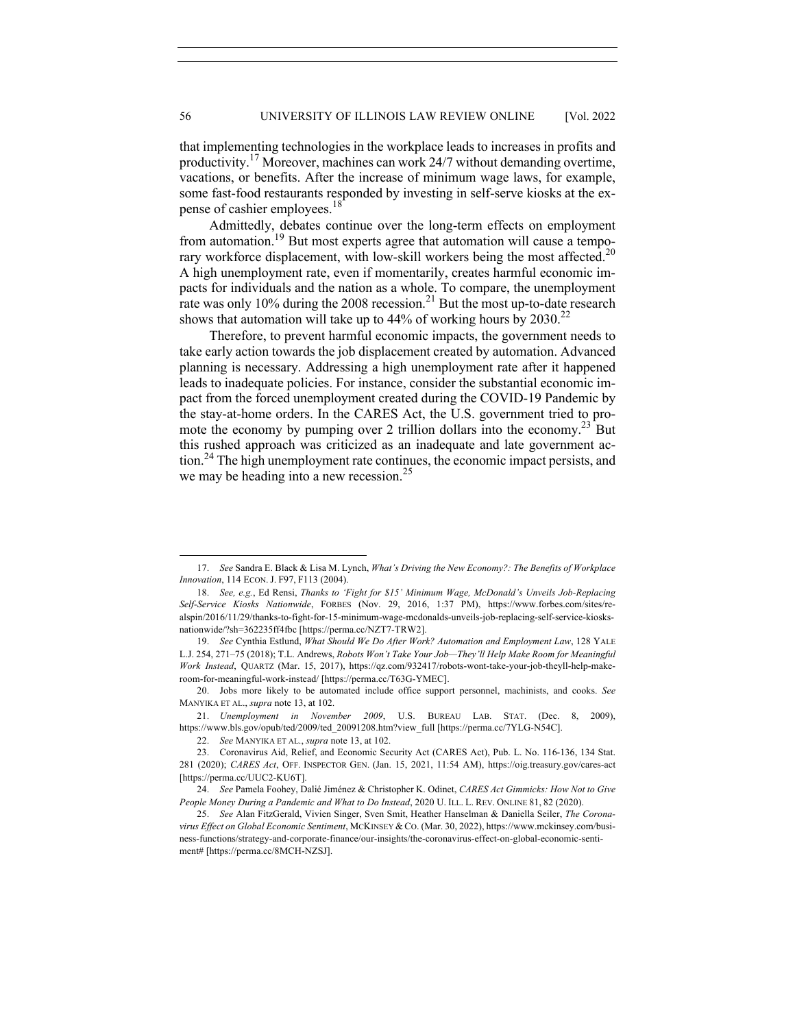that implementing technologies in the workplace leads to increases in profits and productivity.[17] Moreover, machines can work 24/7 without demanding overtime, vacations, or benefits. After the increase of minimum wage laws, for example, some fast-food restaurants responded by investing in self-serve kiosks at the expense of cashier employees.[18]

Admittedly, debates continue over the long-term effects on employment from automation.[19] But most experts agree that automation will cause a temporary workforce displacement, with low-skill workers being the most affected.[20] A high unemployment rate, even if momentarily, creates harmful economic impacts for individuals and the nation as a whole. To compare, the unemployment rate was only 10% during the 2008 recession.[21] But the most up-to-date research shows that automation will take up to 44% of working hours by 2030.[22]

Therefore, to prevent harmful economic impacts, the government needs to take early action towards the job displacement created by automation. Advanced planning is necessary. Addressing a high unemployment rate after it happened leads to inadequate policies. For instance, consider the substantial economic impact from the forced unemployment created during the COVID-19 Pandemic by the stay-at-home orders. In the CARES Act, the U.S. government tried to promote the economy by pumping over 2 trillion dollars into the economy.[23] But this rushed approach was criticized as an inadequate and late government action.[24] The high unemployment rate continues, the economic impact persists, and we may be heading into a new recession.[25]

---

17. *See* Sandra E. Black & Lisa M. Lynch, *What's Driving the New Economy?: The Benefits of Workplace Innovation*, 114 ECON. J. F97, F113 (2004).

18. *See, e.g.*, Ed Rensi, *Thanks to 'Fight for $15' Minimum Wage, McDonald's Unveils Job-Replacing Self-Service Kiosks Nationwide*, FORBES (Nov. 29, 2016, 1:37 PM), https://www.forbes.com/sites/realspin/2016/11/29/thanks-to-fight-for-15-minimum-wage-mcdonalds-unveils-job-replacing-self-service-kiosks-nationwide/?sh=362235ff4fbc [https://perma.cc/NZT7-TRW2].

19. *See* Cynthia Estlund, *What Should We Do After Work? Automation and Employment Law*, 128 YALE L.J. 254, 271–75 (2018); T.L. Andrews, *Robots Won't Take Your Job—They'll Help Make Room for Meaningful Work Instead*, QUARTZ (Mar. 15, 2017), https://qz.com/932417/robots-wont-take-your-job-theyll-help-make-room-for-meaningful-work-instead/ [https://perma.cc/T63G-YMEC].

20. Jobs more likely to be automated include office support personnel, machinists, and cooks. *See* MANYIKA ET AL., *supra* note 13, at 102.

21. *Unemployment in November 2009*, U.S. BUREAU LAB. STAT. (Dec. 8, 2009), https://www.bls.gov/opub/ted/2009/ted_20091208.htm?view_full [https://perma.cc/7YLG-N54C].

22. *See* MANYIKA ET AL., *supra* note 13, at 102.

23. Coronavirus Aid, Relief, and Economic Security Act (CARES Act), Pub. L. No. 116-136, 134 Stat. 281 (2020); *CARES Act*, OFF. INSPECTOR GEN. (Jan. 15, 2021, 11:54 AM), https://oig.treasury.gov/cares-act [https://perma.cc/UUC2-KU6T].

24. *See* Pamela Foohey, Dalié Jiménez & Christopher K. Odinet, *CARES Act Gimmicks: How Not to Give People Money During a Pandemic and What to Do Instead*, 2020 U. ILL. L. REV. ONLINE 81, 82 (2020).

25. *See* Alan FitzGerald, Vivien Singer, Sven Smit, Heather Hanselman & Daniella Seiler, *The Coronavirus Effect on Global Economic Sentiment*, MCKINSEY & CO. (Mar. 30, 2022), https://www.mckinsey.com/business-functions/strategy-and-corporate-finance/our-insights/the-coronavirus-effect-on-global-economic-sentiment# [https://perma.cc/8MCH-NZSJ].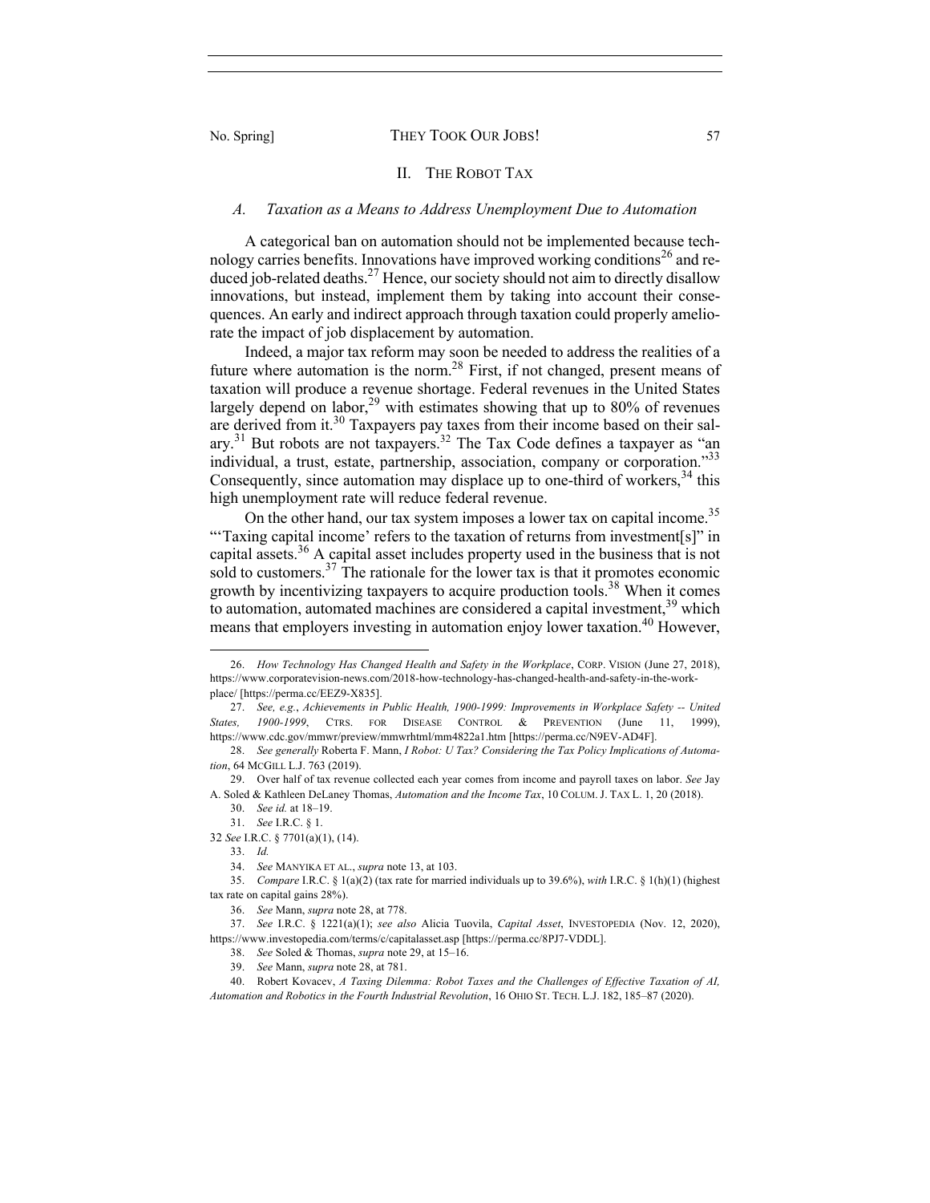## II. The Robot Tax

### *A. Taxation as a Means to Address Unemployment Due to Automation*

A categorical ban on automation should not be implemented because technology carries benefits. Innovations have improved working conditions[26] and reduced job-related deaths.[27] Hence, our society should not aim to directly disallow innovations, but instead, implement them by taking into account their consequences. An early and indirect approach through taxation could properly ameliorate the impact of job displacement by automation.

Indeed, a major tax reform may soon be needed to address the realities of a future where automation is the norm.[28] First, if not changed, present means of taxation will produce a revenue shortage. Federal revenues in the United States largely depend on labor,[29] with estimates showing that up to 80% of revenues are derived from it.[30] Taxpayers pay taxes from their income based on their salary.[31] But robots are not taxpayers.[32] The Tax Code defines a taxpayer as "an individual, a trust, estate, partnership, association, company or corporation."[33] Consequently, since automation may displace up to one-third of workers,[34] this high unemployment rate will reduce federal revenue.

On the other hand, our tax system imposes a lower tax on capital income.[35] "'Taxing capital income' refers to the taxation of returns from investment[s]" in capital assets.[36] A capital asset includes property used in the business that is not sold to customers.[37] The rationale for the lower tax is that it promotes economic growth by incentivizing taxpayers to acquire production tools.[38] When it comes to automation, automated machines are considered a capital investment,[39] which means that employers investing in automation enjoy lower taxation.[40] However,

---

26. *How Technology Has Changed Health and Safety in the Workplace*, CORP. VISION (June 27, 2018), https://www.corporatevision-news.com/2018-how-technology-has-changed-health-and-safety-in-the-workplace/ [https://perma.cc/EEZ9-X835].

27. *See, e.g.*, *Achievements in Public Health, 1900-1999: Improvements in Workplace Safety -- United States, 1900-1999*, CTRS. FOR DISEASE CONTROL & PREVENTION (June 11, 1999), https://www.cdc.gov/mmwr/preview/mmwrhtml/mm4822a1.htm [https://perma.cc/N9EV-AD4F].

28. *See generally* Roberta F. Mann, *I Robot: U Tax? Considering the Tax Policy Implications of Automation*, 64 MCGILL L.J. 763 (2019).

29. Over half of tax revenue collected each year comes from income and payroll taxes on labor. *See* Jay A. Soled & Kathleen DeLaney Thomas, *Automation and the Income Tax*, 10 COLUM. J. TAX L. 1, 20 (2018).

30. *See id.* at 18–19.

31. *See* I.R.C. § 1.

32 *See* I.R.C. § 7701(a)(1), (14).

33. *Id.*

34. *See* MANYIKA ET AL., *supra* note 13, at 103.

35. *Compare* I.R.C. § 1(a)(2) (tax rate for married individuals up to 39.6%), *with* I.R.C. § 1(h)(1) (highest tax rate on capital gains 28%).

36. *See* Mann, *supra* note 28, at 778.

37. *See* I.R.C. § 1221(a)(1); *see also* Alicia Tuovila, *Capital Asset*, INVESTOPEDIA (Nov. 12, 2020), https://www.investopedia.com/terms/c/capitalasset.asp [https://perma.cc/8PJ7-VDDL].

38. *See* Soled & Thomas, *supra* note 29, at 15–16.

39. *See* Mann, *supra* note 28, at 781.

40. Robert Kovacev, *A Taxing Dilemma: Robot Taxes and the Challenges of Effective Taxation of AI, Automation and Robotics in the Fourth Industrial Revolution*, 16 OHIO ST. TECH. L.J. 182, 185–87 (2020).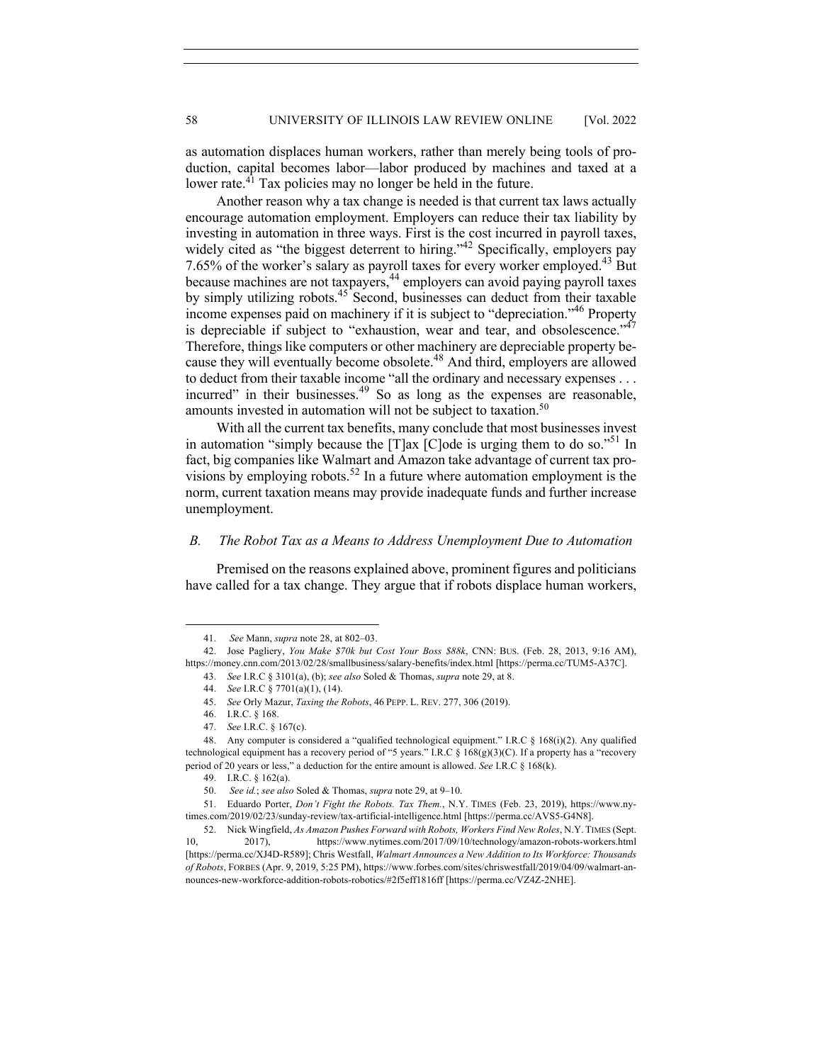as automation displaces human workers, rather than merely being tools of production, capital becomes labor—labor produced by machines and taxed at a lower rate.[41] Tax policies may no longer be held in the future.

Another reason why a tax change is needed is that current tax laws actually encourage automation employment. Employers can reduce their tax liability by investing in automation in three ways. First is the cost incurred in payroll taxes, widely cited as "the biggest deterrent to hiring."[42] Specifically, employers pay 7.65% of the worker's salary as payroll taxes for every worker employed.[43] But because machines are not taxpayers,[44] employers can avoid paying payroll taxes by simply utilizing robots.[45] Second, businesses can deduct from their taxable income expenses paid on machinery if it is subject to "depreciation."[46] Property is depreciable if subject to "exhaustion, wear and tear, and obsolescence."[47] Therefore, things like computers or other machinery are depreciable property because they will eventually become obsolete.[48] And third, employers are allowed to deduct from their taxable income "all the ordinary and necessary expenses . . . incurred" in their businesses.[49] So as long as the expenses are reasonable, amounts invested in automation will not be subject to taxation.[50]

With all the current tax benefits, many conclude that most businesses invest in automation "simply because the [T]ax [C]ode is urging them to do so."[51] In fact, big companies like Walmart and Amazon take advantage of current tax provisions by employing robots.[52] In a future where automation employment is the norm, current taxation means may provide inadequate funds and further increase unemployment.

### *B. The Robot Tax as a Means to Address Unemployment Due to Automation*

Premised on the reasons explained above, prominent figures and politicians have called for a tax change. They argue that if robots displace human workers,

---

41. *See* Mann, *supra* note 28, at 802–03.

42. Jose Pagliery, *You Make $70k but Cost Your Boss $88k*, CNN: BUS. (Feb. 28, 2013, 9:16 AM), https://money.cnn.com/2013/02/28/smallbusiness/salary-benefits/index.html [https://perma.cc/TUM5-A37C].

43. *See* I.R.C § 3101(a), (b); *see also* Soled & Thomas, *supra* note 29, at 8.

44. *See* I.R.C § 7701(a)(1), (14).

45. *See* Orly Mazur, *Taxing the Robots*, 46 PEPP. L. REV. 277, 306 (2019).

46. I.R.C. § 168.

47. *See* I.R.C. § 167(c).

48. Any computer is considered a "qualified technological equipment." I.R.C § 168(i)(2). Any qualified technological equipment has a recovery period of "5 years." I.R.C § 168(g)(3)(C). If a property has a "recovery period of 20 years or less," a deduction for the entire amount is allowed. *See* I.R.C § 168(k).

49. I.R.C. § 162(a).

50. *See id.*; *see also* Soled & Thomas, *supra* note 29, at 9–10.

51. Eduardo Porter, *Don't Fight the Robots. Tax Them.*, N.Y. TIMES (Feb. 23, 2019), https://www.nytimes.com/2019/02/23/sunday-review/tax-artificial-intelligence.html [https://perma.cc/AVS5-G4N8].

52. Nick Wingfield, *As Amazon Pushes Forward with Robots, Workers Find New Roles*, N.Y. TIMES (Sept. 10, 2017), https://www.nytimes.com/2017/09/10/technology/amazon-robots-workers.html [https://perma.cc/XJ4D-R589]; Chris Westfall, *Walmart Announces a New Addition to Its Workforce: Thousands of Robots*, FORBES (Apr. 9, 2019, 5:25 PM), https://www.forbes.com/sites/chriswestfall/2019/04/09/walmart-announces-new-workforce-addition-robots-robotics/#2f5eff1816ff [https://perma.cc/VZ4Z-2NHE].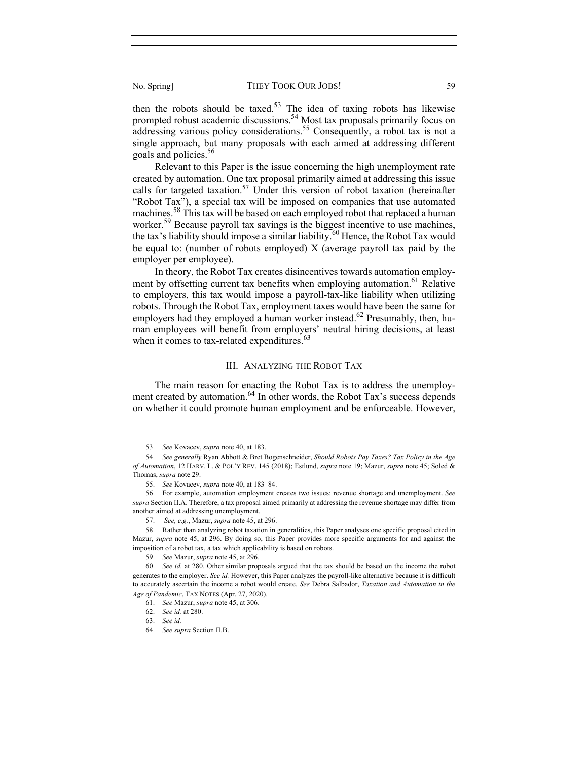then the robots should be taxed.[53] The idea of taxing robots has likewise prompted robust academic discussions.[54] Most tax proposals primarily focus on addressing various policy considerations.[55] Consequently, a robot tax is not a single approach, but many proposals with each aimed at addressing different goals and policies.[56]

Relevant to this Paper is the issue concerning the high unemployment rate created by automation. One tax proposal primarily aimed at addressing this issue calls for targeted taxation.[57] Under this version of robot taxation (hereinafter "Robot Tax"), a special tax will be imposed on companies that use automated machines.[58] This tax will be based on each employed robot that replaced a human worker.[59] Because payroll tax savings is the biggest incentive to use machines, the tax's liability should impose a similar liability.[60] Hence, the Robot Tax would be equal to: (number of robots employed) X (average payroll tax paid by the employer per employee).

In theory, the Robot Tax creates disincentives towards automation employment by offsetting current tax benefits when employing automation.[61] Relative to employers, this tax would impose a payroll-tax-like liability when utilizing robots. Through the Robot Tax, employment taxes would have been the same for employers had they employed a human worker instead.[62] Presumably, then, human employees will benefit from employers' neutral hiring decisions, at least when it comes to tax-related expenditures.[63]

## III. Analyzing the Robot Tax

The main reason for enacting the Robot Tax is to address the unemployment created by automation.[64] In other words, the Robot Tax's success depends on whether it could promote human employment and be enforceable. However,

---

53. *See* Kovacev, *supra* note 40, at 183.

54. *See generally* Ryan Abbott & Bret Bogenschneider, *Should Robots Pay Taxes? Tax Policy in the Age of Automation*, 12 HARV. L. & POL'Y REV. 145 (2018); Estlund, *supra* note 19; Mazur, *supra* note 45; Soled & Thomas, *supra* note 29.

55. *See* Kovacev, *supra* note 40, at 183–84.

56. For example, automation employment creates two issues: revenue shortage and unemployment. *See supra* Section II.A. Therefore, a tax proposal aimed primarily at addressing the revenue shortage may differ from another aimed at addressing unemployment.

57. *See, e.g.*, Mazur, *supra* note 45, at 296.

58. Rather than analyzing robot taxation in generalities, this Paper analyses one specific proposal cited in Mazur, *supra* note 45, at 296. By doing so, this Paper provides more specific arguments for and against the imposition of a robot tax, a tax which applicability is based on robots.

59. *See* Mazur, *supra* note 45, at 296.

60. *See id.* at 280. Other similar proposals argued that the tax should be based on the income the robot generates to the employer. *See id.* However, this Paper analyzes the payroll-like alternative because it is difficult to accurately ascertain the income a robot would create. *See* Debra Salbador, *Taxation and Automation in the Age of Pandemic*, TAX NOTES (Apr. 27, 2020).

61. *See* Mazur, *supra* note 45, at 306.

62. *See id.* at 280.

63. *See id.*

64. *See supra* Section II.B.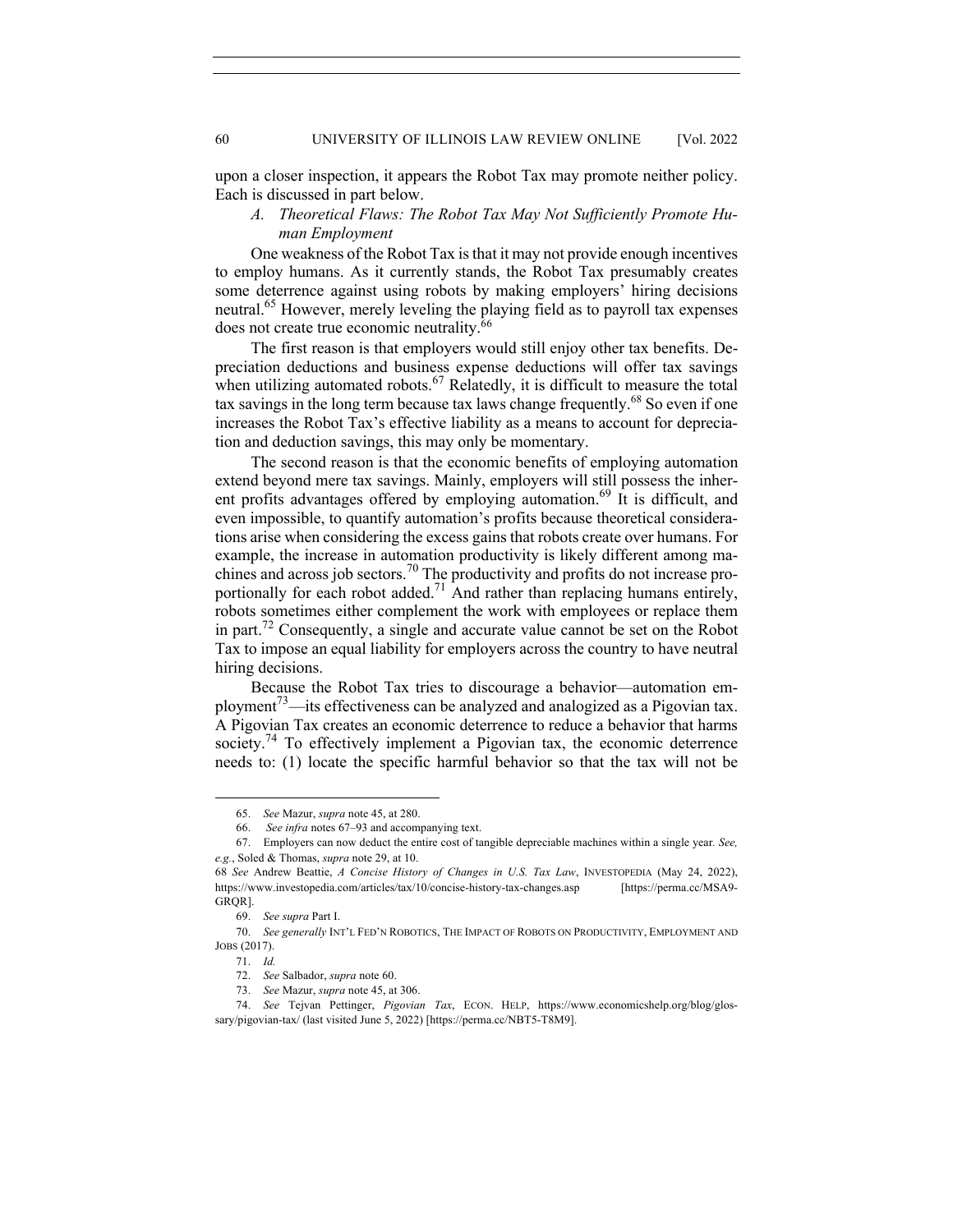upon a closer inspection, it appears the Robot Tax may promote neither policy. Each is discussed in part below.

### *A. Theoretical Flaws: The Robot Tax May Not Sufficiently Promote Human Employment*

One weakness of the Robot Tax is that it may not provide enough incentives to employ humans. As it currently stands, the Robot Tax presumably creates some deterrence against using robots by making employers' hiring decisions neutral.[65] However, merely leveling the playing field as to payroll tax expenses does not create true economic neutrality.[66]

The first reason is that employers would still enjoy other tax benefits. Depreciation deductions and business expense deductions will offer tax savings when utilizing automated robots.[67] Relatedly, it is difficult to measure the total tax savings in the long term because tax laws change frequently.[68] So even if one increases the Robot Tax's effective liability as a means to account for depreciation and deduction savings, this may only be momentary.

The second reason is that the economic benefits of employing automation extend beyond mere tax savings. Mainly, employers will still possess the inherent profits advantages offered by employing automation.[69] It is difficult, and even impossible, to quantify automation's profits because theoretical considerations arise when considering the excess gains that robots create over humans. For example, the increase in automation productivity is likely different among machines and across job sectors.[70] The productivity and profits do not increase proportionally for each robot added.[71] And rather than replacing humans entirely, robots sometimes either complement the work with employees or replace them in part.[72] Consequently, a single and accurate value cannot be set on the Robot Tax to impose an equal liability for employers across the country to have neutral hiring decisions.

Because the Robot Tax tries to discourage a behavior—automation employment[73]—its effectiveness can be analyzed and analogized as a Pigovian tax. A Pigovian Tax creates an economic deterrence to reduce a behavior that harms society.[74] To effectively implement a Pigovian tax, the economic deterrence needs to: (1) locate the specific harmful behavior so that the tax will not be

---

65. *See* Mazur, *supra* note 45, at 280.

66. *See infra* notes 67–93 and accompanying text.

67. Employers can now deduct the entire cost of tangible depreciable machines within a single year. *See, e.g.*, Soled & Thomas, *supra* note 29, at 10.

68 *See* Andrew Beattie, *A Concise History of Changes in U.S. Tax Law*, INVESTOPEDIA (May 24, 2022), https://www.investopedia.com/articles/tax/10/concise-history-tax-changes.asp [https://perma.cc/MSA9-GRQR].

69. *See supra* Part I.

70. *See generally* INT'L FED'N ROBOTICS, THE IMPACT OF ROBOTS ON PRODUCTIVITY, EMPLOYMENT AND JOBS (2017).

71. *Id.*

72. *See* Salbador, *supra* note 60.

73. *See* Mazur, *supra* note 45, at 306.

74. *See* Tejvan Pettinger, *Pigovian Tax*, ECON. HELP, https://www.economicshelp.org/blog/glossary/pigovian-tax/ (last visited June 5, 2022) [https://perma.cc/NBT5-T8M9].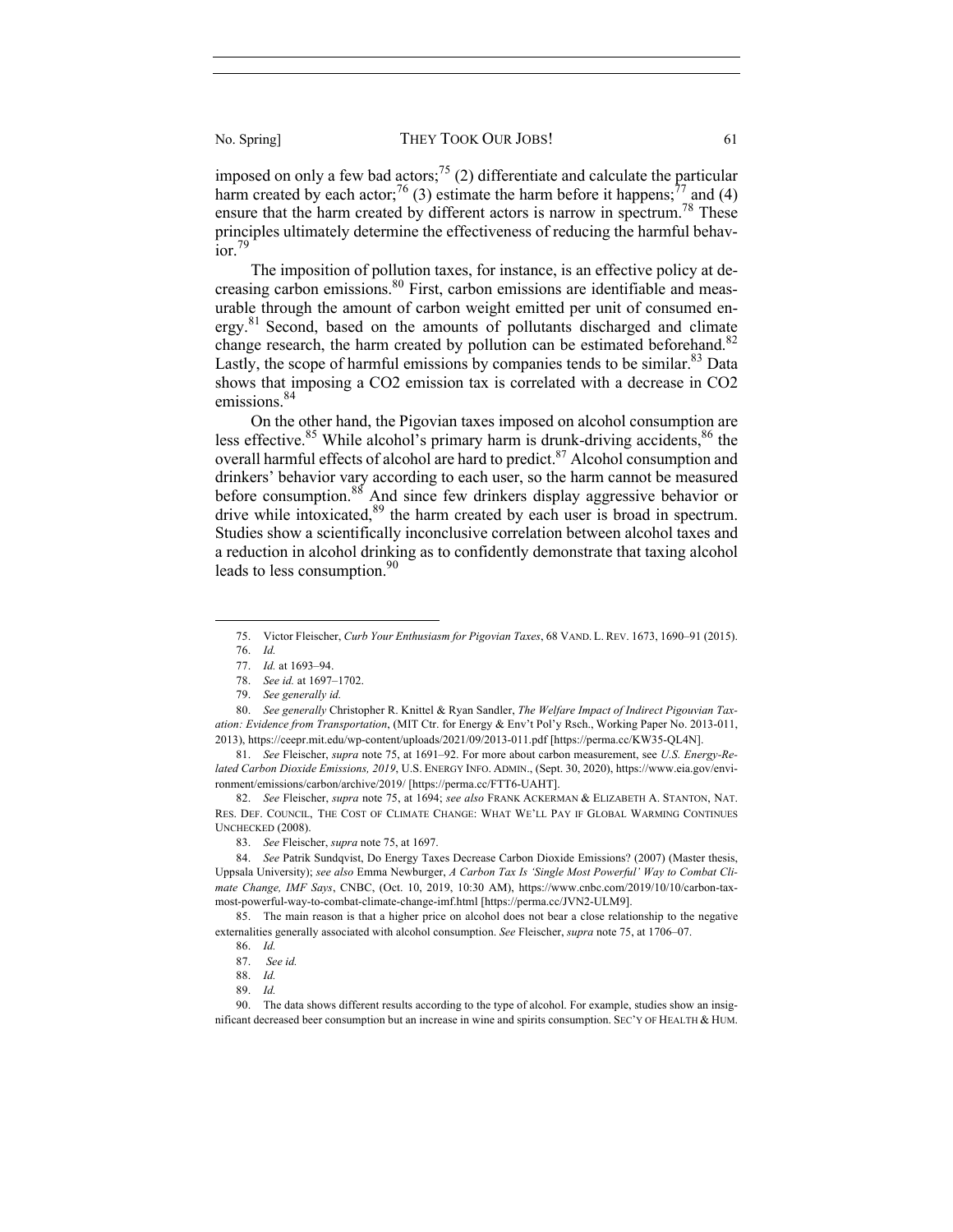imposed on only a few bad actors;[75] (2) differentiate and calculate the particular harm created by each actor;[76] (3) estimate the harm before it happens;[77] and (4) ensure that the harm created by different actors is narrow in spectrum.[78] These principles ultimately determine the effectiveness of reducing the harmful behavior.[79]

The imposition of pollution taxes, for instance, is an effective policy at decreasing carbon emissions.[80] First, carbon emissions are identifiable and measurable through the amount of carbon weight emitted per unit of consumed energy.[81] Second, based on the amounts of pollutants discharged and climate change research, the harm created by pollution can be estimated beforehand.[82] Lastly, the scope of harmful emissions by companies tends to be similar.[83] Data shows that imposing a CO2 emission tax is correlated with a decrease in CO2 emissions.[84]

On the other hand, the Pigovian taxes imposed on alcohol consumption are less effective.[85] While alcohol's primary harm is drunk-driving accidents,[86] the overall harmful effects of alcohol are hard to predict.[87] Alcohol consumption and drinkers' behavior vary according to each user, so the harm cannot be measured before consumption.[88] And since few drinkers display aggressive behavior or drive while intoxicated,[89] the harm created by each user is broad in spectrum. Studies show a scientifically inconclusive correlation between alcohol taxes and a reduction in alcohol drinking as to confidently demonstrate that taxing alcohol leads to less consumption.[90]

---

75. Victor Fleischer, *Curb Your Enthusiasm for Pigovian Taxes*, 68 VAND. L. REV. 1673, 1690–91 (2015).

76. *Id.*

77. *Id.* at 1693–94.

78. *See id.* at 1697–1702.

79. *See generally id.*

80. *See generally* Christopher R. Knittel & Ryan Sandler, *The Welfare Impact of Indirect Pigouvian Taxation: Evidence from Transportation*, (MIT Ctr. for Energy & Env't Pol'y Rsch., Working Paper No. 2013-011, 2013), https://ceepr.mit.edu/wp-content/uploads/2021/09/2013-011.pdf [https://perma.cc/KW35-QL4N].

81. *See* Fleischer, *supra* note 75, at 1691–92. For more about carbon measurement, see *U.S. Energy-Related Carbon Dioxide Emissions, 2019*, U.S. ENERGY INFO. ADMIN., (Sept. 30, 2020), https://www.eia.gov/environment/emissions/carbon/archive/2019/ [https://perma.cc/FTT6-UAHT].

82. *See* Fleischer, *supra* note 75, at 1694; *see also* FRANK ACKERMAN & ELIZABETH A. STANTON, NAT. RES. DEF. COUNCIL, THE COST OF CLIMATE CHANGE: WHAT WE'LL PAY IF GLOBAL WARMING CONTINUES UNCHECKED (2008).

83. *See* Fleischer, *supra* note 75, at 1697.

84. *See* Patrik Sundqvist, Do Energy Taxes Decrease Carbon Dioxide Emissions? (2007) (Master thesis, Uppsala University); *see also* Emma Newburger, *A Carbon Tax Is 'Single Most Powerful' Way to Combat Climate Change, IMF Says*, CNBC, (Oct. 10, 2019, 10:30 AM), https://www.cnbc.com/2019/10/10/carbon-tax-most-powerful-way-to-combat-climate-change-imf.html [https://perma.cc/JVN2-ULM9].

85. The main reason is that a higher price on alcohol does not bear a close relationship to the negative externalities generally associated with alcohol consumption. *See* Fleischer, *supra* note 75, at 1706–07.

86. *Id.*

87. *See id.*

88. *Id.*

89. *Id.*

90. The data shows different results according to the type of alcohol. For example, studies show an insignificant decreased beer consumption but an increase in wine and spirits consumption. SEC'Y OF HEALTH & HUM.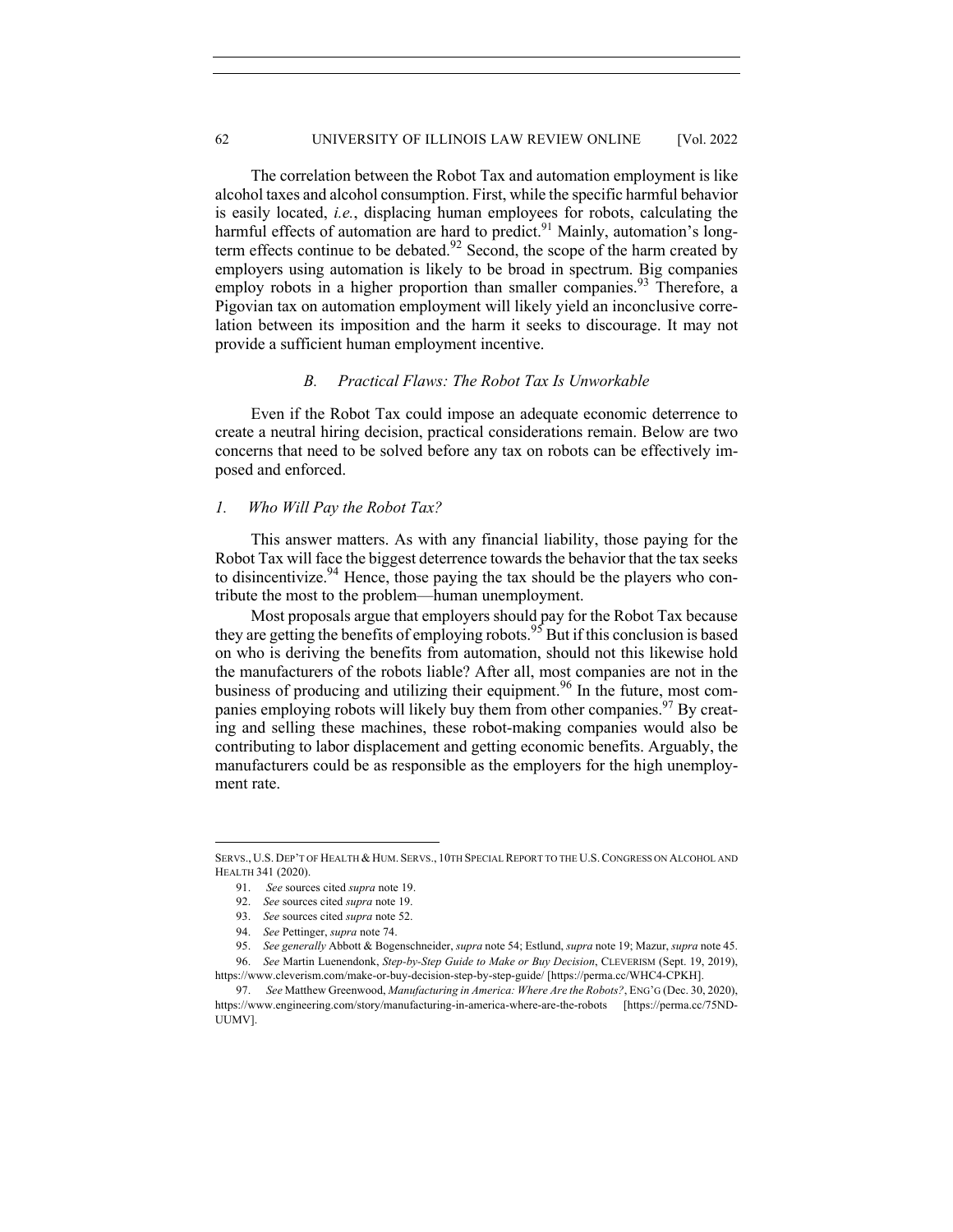The correlation between the Robot Tax and automation employment is like alcohol taxes and alcohol consumption. First, while the specific harmful behavior is easily located, *i.e.*, displacing human employees for robots, calculating the harmful effects of automation are hard to predict.[91] Mainly, automation's long-term effects continue to be debated.[92] Second, the scope of the harm created by employers using automation is likely to be broad in spectrum. Big companies employ robots in a higher proportion than smaller companies.[93] Therefore, a Pigovian tax on automation employment will likely yield an inconclusive correlation between its imposition and the harm it seeks to discourage. It may not provide a sufficient human employment incentive.

### *B. Practical Flaws: The Robot Tax Is Unworkable*

Even if the Robot Tax could impose an adequate economic deterrence to create a neutral hiring decision, practical considerations remain. Below are two concerns that need to be solved before any tax on robots can be effectively imposed and enforced.

#### *1. Who Will Pay the Robot Tax?*

This answer matters. As with any financial liability, those paying for the Robot Tax will face the biggest deterrence towards the behavior that the tax seeks to disincentivize.[94] Hence, those paying the tax should be the players who contribute the most to the problem—human unemployment.

Most proposals argue that employers should pay for the Robot Tax because they are getting the benefits of employing robots.[95] But if this conclusion is based on who is deriving the benefits from automation, should not this likewise hold the manufacturers of the robots liable? After all, most companies are not in the business of producing and utilizing their equipment.[96] In the future, most companies employing robots will likely buy them from other companies.[97] By creating and selling these machines, these robot-making companies would also be contributing to labor displacement and getting economic benefits. Arguably, the manufacturers could be as responsible as the employers for the high unemployment rate.

---

SERVS., U.S. DEP'T OF HEALTH & HUM. SERVS., 10TH SPECIAL REPORT TO THE U.S. CONGRESS ON ALCOHOL AND HEALTH 341 (2020).

91. *See* sources cited *supra* note 19.

92. *See* sources cited *supra* note 19.

93. *See* sources cited *supra* note 52.

94. *See* Pettinger, *supra* note 74.

95. *See generally* Abbott & Bogenschneider, *supra* note 54; Estlund, *supra* note 19; Mazur, *supra* note 45.

96. *See* Martin Luenendonk, *Step-by-Step Guide to Make or Buy Decision*, CLEVERISM (Sept. 19, 2019), https://www.cleverism.com/make-or-buy-decision-step-by-step-guide/ [https://perma.cc/WHC4-CPKH].

97. *See* Matthew Greenwood, *Manufacturing in America: Where Are the Robots?*, ENG'G (Dec. 30, 2020), https://www.engineering.com/story/manufacturing-in-america-where-are-the-robots [https://perma.cc/75ND-UUMV].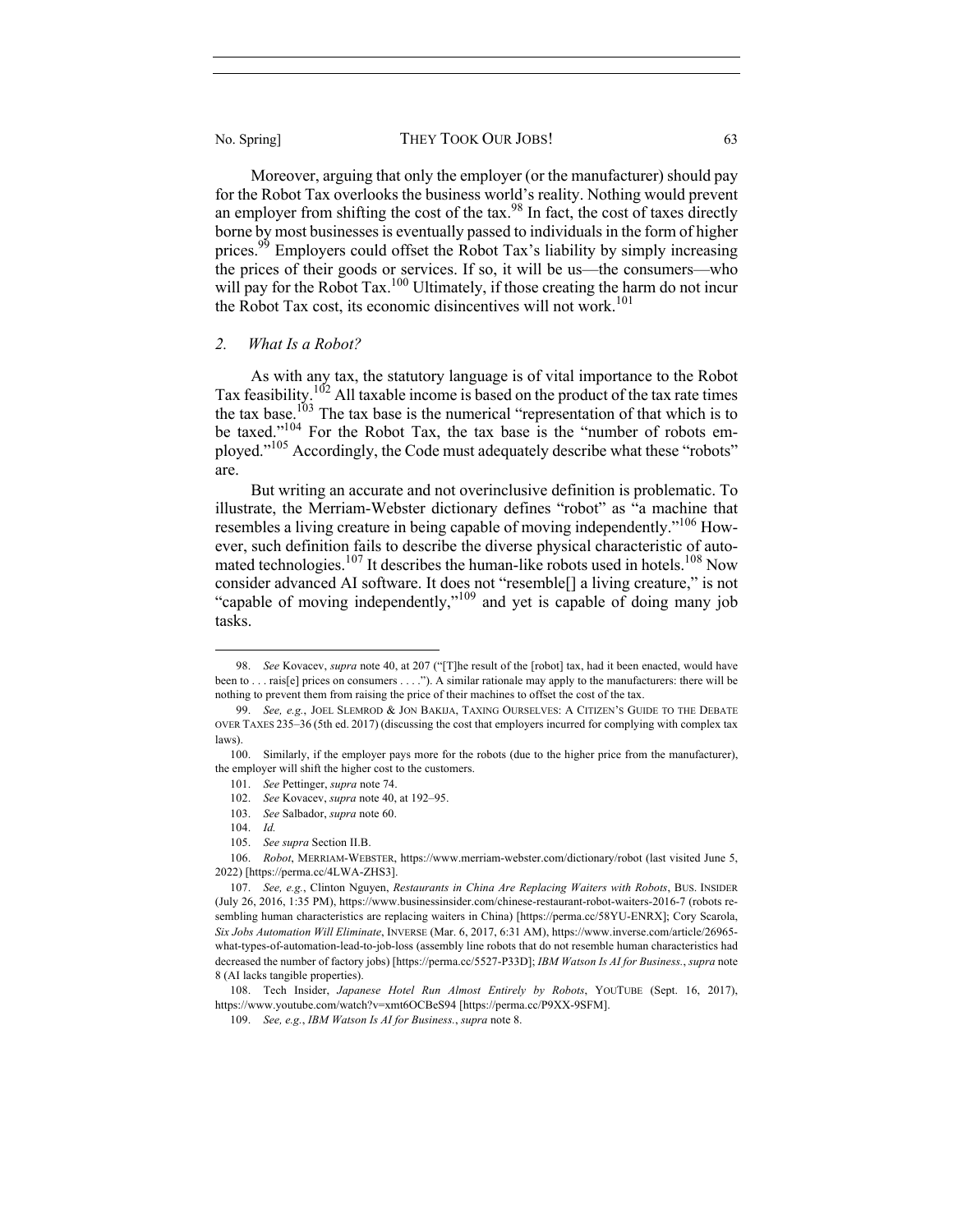Moreover, arguing that only the employer (or the manufacturer) should pay for the Robot Tax overlooks the business world's reality. Nothing would prevent an employer from shifting the cost of the tax.[98] In fact, the cost of taxes directly borne by most businesses is eventually passed to individuals in the form of higher prices.[99] Employers could offset the Robot Tax's liability by simply increasing the prices of their goods or services. If so, it will be us—the consumers—who will pay for the Robot Tax.[100] Ultimately, if those creating the harm do not incur the Robot Tax cost, its economic disincentives will not work.[101]

### 2. *What Is a Robot?*

As with any tax, the statutory language is of vital importance to the Robot Tax feasibility.[102] All taxable income is based on the product of the tax rate times the tax base.[103] The tax base is the numerical "representation of that which is to be taxed."[104] For the Robot Tax, the tax base is the "number of robots employed."[105] Accordingly, the Code must adequately describe what these "robots" are.

But writing an accurate and not overinclusive definition is problematic. To illustrate, the Merriam-Webster dictionary defines "robot" as "a machine that resembles a living creature in being capable of moving independently."[106] However, such definition fails to describe the diverse physical characteristic of automated technologies.[107] It describes the human-like robots used in hotels.[108] Now consider advanced AI software. It does not "resemble[] a living creature," is not "capable of moving independently,"[109] and yet is capable of doing many job tasks.

---

98. *See* Kovacev, *supra* note 40, at 207 ("[T]he result of the [robot] tax, had it been enacted, would have been to . . . rais[e] prices on consumers . . . ."). A similar rationale may apply to the manufacturers: there will be nothing to prevent them from raising the price of their machines to offset the cost of the tax.

99. *See, e.g.*, JOEL SLEMROD & JON BAKIJA, TAXING OURSELVES: A CITIZEN'S GUIDE TO THE DEBATE OVER TAXES 235–36 (5th ed. 2017) (discussing the cost that employers incurred for complying with complex tax laws).

100. Similarly, if the employer pays more for the robots (due to the higher price from the manufacturer), the employer will shift the higher cost to the customers.

101. *See* Pettinger, *supra* note 74.

102. *See* Kovacev, *supra* note 40, at 192–95.

103. *See* Salbador, *supra* note 60.

104. *Id.*

105. *See supra* Section II.B.

106. *Robot*, MERRIAM-WEBSTER, https://www.merriam-webster.com/dictionary/robot (last visited June 5, 2022) [https://perma.cc/4LWA-ZHS3].

107. *See, e.g.*, Clinton Nguyen, *Restaurants in China Are Replacing Waiters with Robots*, BUS. INSIDER (July 26, 2016, 1:35 PM), https://www.businessinsider.com/chinese-restaurant-robot-waiters-2016-7 (robots resembling human characteristics are replacing waiters in China) [https://perma.cc/58YU-ENRX]; Cory Scarola, *Six Jobs Automation Will Eliminate*, INVERSE (Mar. 6, 2017, 6:31 AM), https://www.inverse.com/article/26965-what-types-of-automation-lead-to-job-loss (assembly line robots that do not resemble human characteristics had decreased the number of factory jobs) [https://perma.cc/5527-P33D]; *IBM Watson Is AI for Business.*, *supra* note 8 (AI lacks tangible properties).

108. Tech Insider, *Japanese Hotel Run Almost Entirely by Robots*, YOUTUBE (Sept. 16, 2017), https://www.youtube.com/watch?v=xmt6OCBeS94 [https://perma.cc/P9XX-9SFM].

109. *See, e.g.*, *IBM Watson Is AI for Business.*, *supra* note 8.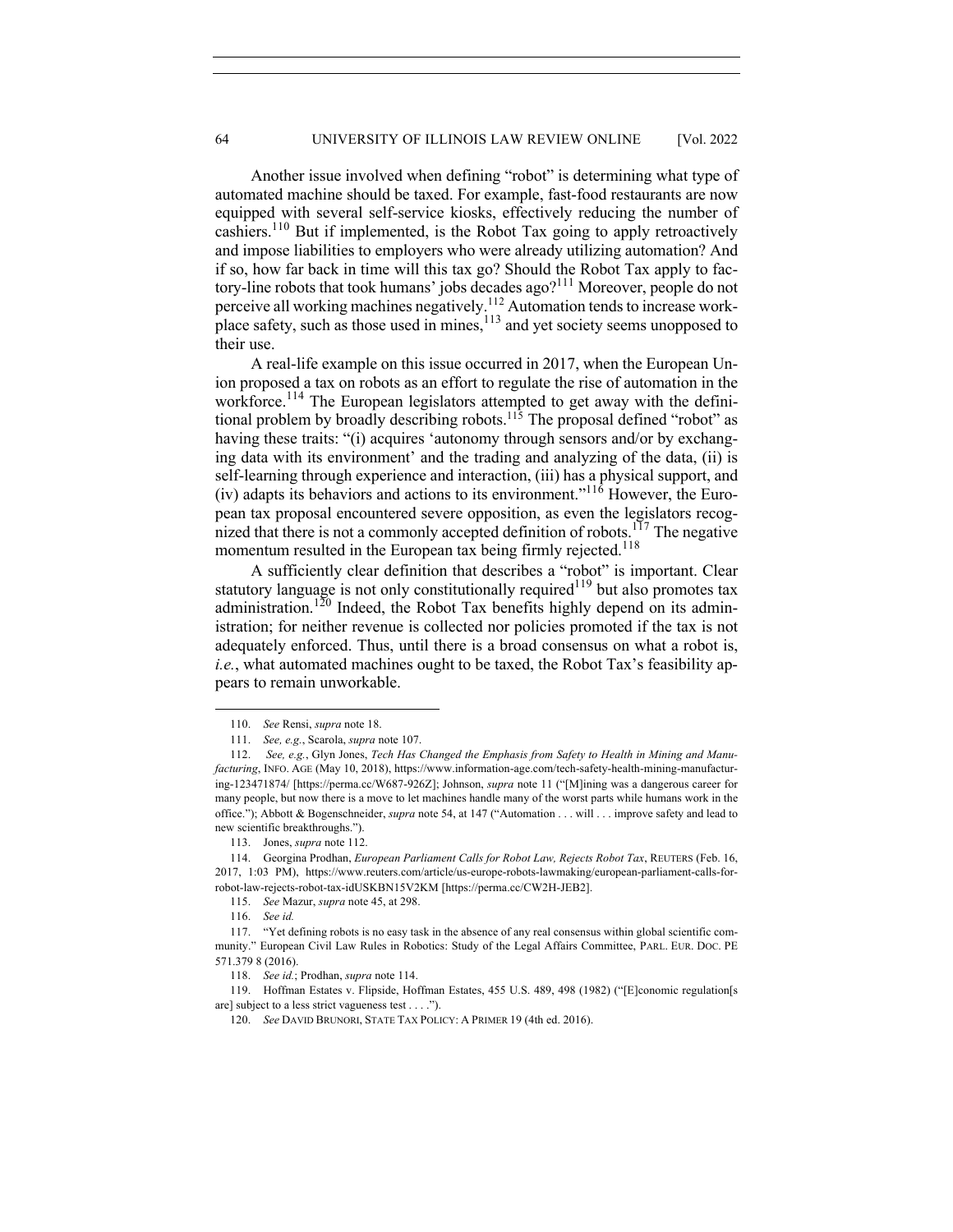Another issue involved when defining "robot" is determining what type of automated machine should be taxed. For example, fast-food restaurants are now equipped with several self-service kiosks, effectively reducing the number of cashiers.[110] But if implemented, is the Robot Tax going to apply retroactively and impose liabilities to employers who were already utilizing automation? And if so, how far back in time will this tax go? Should the Robot Tax apply to factory-line robots that took humans' jobs decades ago?[111] Moreover, people do not perceive all working machines negatively.[112] Automation tends to increase workplace safety, such as those used in mines,[113] and yet society seems unopposed to their use.

A real-life example on this issue occurred in 2017, when the European Union proposed a tax on robots as an effort to regulate the rise of automation in the workforce.[114] The European legislators attempted to get away with the definitional problem by broadly describing robots.[115] The proposal defined "robot" as having these traits: "(i) acquires 'autonomy through sensors and/or by exchanging data with its environment' and the trading and analyzing of the data, (ii) is self-learning through experience and interaction, (iii) has a physical support, and (iv) adapts its behaviors and actions to its environment."[116] However, the European tax proposal encountered severe opposition, as even the legislators recognized that there is not a commonly accepted definition of robots.[117] The negative momentum resulted in the European tax being firmly rejected.[118]

A sufficiently clear definition that describes a "robot" is important. Clear statutory language is not only constitutionally required[119] but also promotes tax administration.[120] Indeed, the Robot Tax benefits highly depend on its administration; for neither revenue is collected nor policies promoted if the tax is not adequately enforced. Thus, until there is a broad consensus on what a robot is, *i.e.*, what automated machines ought to be taxed, the Robot Tax's feasibility appears to remain unworkable.

---

110. *See* Rensi, *supra* note 18.

111. *See, e.g.*, Scarola, *supra* note 107.

112. *See, e.g.*, Glyn Jones, *Tech Has Changed the Emphasis from Safety to Health in Mining and Manufacturing*, INFO. AGE (May 10, 2018), https://www.information-age.com/tech-safety-health-mining-manufacturing-123471874/ [https://perma.cc/W687-926Z]; Johnson, *supra* note 11 ("[M]ining was a dangerous career for many people, but now there is a move to let machines handle many of the worst parts while humans work in the office."); Abbott & Bogenschneider, *supra* note 54, at 147 ("Automation . . . will . . . improve safety and lead to new scientific breakthroughs.").

113. Jones, *supra* note 112.

114. Georgina Prodhan, *European Parliament Calls for Robot Law, Rejects Robot Tax*, REUTERS (Feb. 16, 2017, 1:03 PM), https://www.reuters.com/article/us-europe-robots-lawmaking/european-parliament-calls-for-robot-law-rejects-robot-tax-idUSKBN15V2KM [https://perma.cc/CW2H-JEB2].

115. *See* Mazur, *supra* note 45, at 298.

116. *See id.*

117. "Yet defining robots is no easy task in the absence of any real consensus within global scientific community." European Civil Law Rules in Robotics: Study of the Legal Affairs Committee, PARL. EUR. DOC. PE 571.379 8 (2016).

118. *See id.*; Prodhan, *supra* note 114.

119. Hoffman Estates v. Flipside, Hoffman Estates, 455 U.S. 489, 498 (1982) ("[E]conomic regulation[s are] subject to a less strict vagueness test . . . .").

120. *See* DAVID BRUNORI, STATE TAX POLICY: A PRIMER 19 (4th ed. 2016).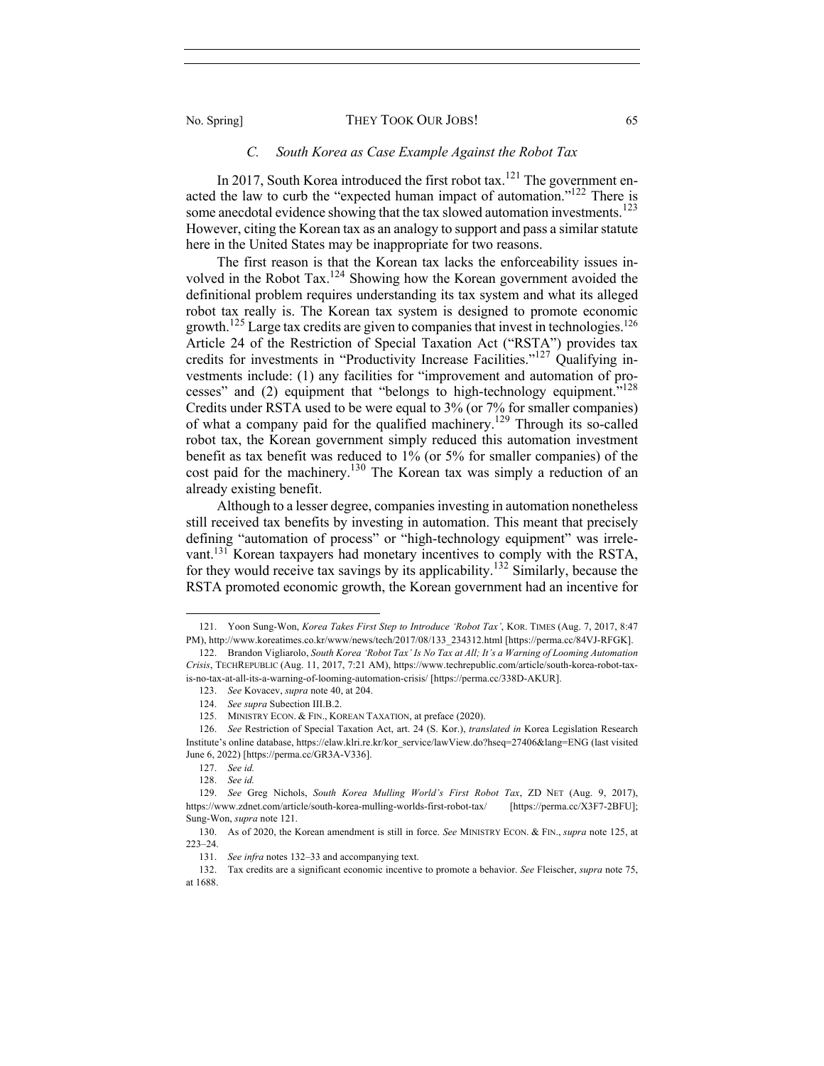### *C. South Korea as Case Example Against the Robot Tax*

In 2017, South Korea introduced the first robot tax.[121] The government enacted the law to curb the "expected human impact of automation."[122] There is some anecdotal evidence showing that the tax slowed automation investments.[123] However, citing the Korean tax as an analogy to support and pass a similar statute here in the United States may be inappropriate for two reasons.

The first reason is that the Korean tax lacks the enforceability issues involved in the Robot Tax.[124] Showing how the Korean government avoided the definitional problem requires understanding its tax system and what its alleged robot tax really is. The Korean tax system is designed to promote economic growth.[125] Large tax credits are given to companies that invest in technologies.[126] Article 24 of the Restriction of Special Taxation Act ("RSTA") provides tax credits for investments in "Productivity Increase Facilities."[127] Qualifying investments include: (1) any facilities for "improvement and automation of processes" and (2) equipment that "belongs to high-technology equipment."[128] Credits under RSTA used to be were equal to 3% (or 7% for smaller companies) of what a company paid for the qualified machinery.[129] Through its so-called robot tax, the Korean government simply reduced this automation investment benefit as tax benefit was reduced to 1% (or 5% for smaller companies) of the cost paid for the machinery.[130] The Korean tax was simply a reduction of an already existing benefit.

Although to a lesser degree, companies investing in automation nonetheless still received tax benefits by investing in automation. This meant that precisely defining "automation of process" or "high-technology equipment" was irrelevant.[131] Korean taxpayers had monetary incentives to comply with the RSTA, for they would receive tax savings by its applicability.[132] Similarly, because the RSTA promoted economic growth, the Korean government had an incentive for

---

121. Yoon Sung-Won, *Korea Takes First Step to Introduce 'Robot Tax'*, KOR. TIMES (Aug. 7, 2017, 8:47 PM), http://www.koreatimes.co.kr/www/news/tech/2017/08/133_234312.html [https://perma.cc/84VJ-RFGK].

122. Brandon Vigliarolo, *South Korea 'Robot Tax' Is No Tax at All; It's a Warning of Looming Automation Crisis*, TECHREPUBLIC (Aug. 11, 2017, 7:21 AM), https://www.techrepublic.com/article/south-korea-robot-tax-is-no-tax-at-all-its-a-warning-of-looming-automation-crisis/ [https://perma.cc/338D-AKUR].

123. *See* Kovacev, *supra* note 40, at 204.

124. *See supra* Subsection III.B.2.

125. MINISTRY ECON. & FIN., KOREAN TAXATION, at preface (2020).

126. *See* Restriction of Special Taxation Act, art. 24 (S. Kor.), *translated in* Korea Legislation Research Institute's online database, https://elaw.klri.re.kr/kor_service/lawView.do?hseq=27406&lang=ENG (last visited June 6, 2022) [https://perma.cc/GR3A-V336].

127. *See id.*

128. *See id.*

129. *See* Greg Nichols, *South Korea Mulling World's First Robot Tax*, ZD NET (Aug. 9, 2017), https://www.zdnet.com/article/south-korea-mulling-worlds-first-robot-tax/ [https://perma.cc/X3F7-2BFU]; Sung-Won, *supra* note 121.

130. As of 2020, the Korean amendment is still in force. *See* MINISTRY ECON. & FIN., *supra* note 125, at 223–24.

131. *See infra* notes 132–33 and accompanying text.

132. Tax credits are a significant economic incentive to promote a behavior. *See* Fleischer, *supra* note 75, at 1688.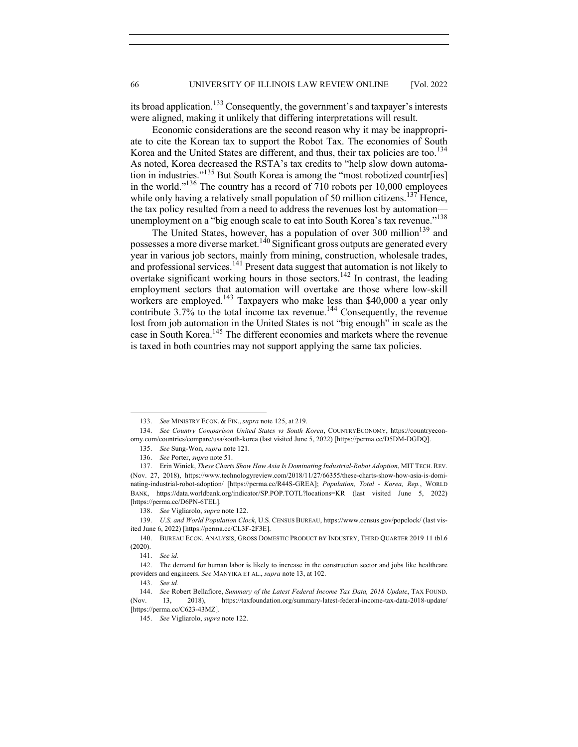its broad application.[133] Consequently, the government's and taxpayer's interests were aligned, making it unlikely that differing interpretations will result.

Economic considerations are the second reason why it may be inappropriate to cite the Korean tax to support the Robot Tax. The economies of South Korea and the United States are different, and thus, their tax policies are too.[134] As noted, Korea decreased the RSTA's tax credits to "help slow down automation in industries."[135] But South Korea is among the "most robotized countr[ies] in the world."[136] The country has a record of 710 robots per 10,000 employees while only having a relatively small population of 50 million citizens.[137] Hence, the tax policy resulted from a need to address the revenues lost by automation—unemployment on a "big enough scale to eat into South Korea's tax revenue."[138]

The United States, however, has a population of over 300 million[139] and possesses a more diverse market.[140] Significant gross outputs are generated every year in various job sectors, mainly from mining, construction, wholesale trades, and professional services.[141] Present data suggest that automation is not likely to overtake significant working hours in those sectors.[142] In contrast, the leading employment sectors that automation will overtake are those where low-skill workers are employed.[143] Taxpayers who make less than $40,000 a year only contribute 3.7% to the total income tax revenue.[144] Consequently, the revenue lost from job automation in the United States is not "big enough" in scale as the case in South Korea.[145] The different economies and markets where the revenue is taxed in both countries may not support applying the same tax policies.

---

133. *See* MINISTRY ECON. & FIN., *supra* note 125, at 219.

134. *See Country Comparison United States vs South Korea*, COUNTRYECONOMY, https://countryeconomy.com/countries/compare/usa/south-korea (last visited June 5, 2022) [https://perma.cc/D5DM-DGDQ].

135. *See* Sung-Won, *supra* note 121.

136. *See* Porter, *supra* note 51.

137. Erin Winick, *These Charts Show How Asia Is Dominating Industrial-Robot Adoption*, MIT TECH. REV. (Nov. 27, 2018), https://www.technologyreview.com/2018/11/27/66355/these-charts-show-how-asia-is-dominating-industrial-robot-adoption/ [https://perma.cc/R44S-GREA]; *Population, Total - Korea, Rep.*, WORLD BANK, https://data.worldbank.org/indicator/SP.POP.TOTL?locations=KR (last visited June 5, 2022) [https://perma.cc/D6PN-6TEL].

138. *See* Vigliarolo, *supra* note 122.

139. *U.S. and World Population Clock*, U.S. CENSUS BUREAU, https://www.census.gov/popclock/ (last visited June 6, 2022) [https://perma.cc/CL3F-2F3E].

140. BUREAU ECON. ANALYSIS, GROSS DOMESTIC PRODUCT BY INDUSTRY, THIRD QUARTER 2019 11 tbl.6 (2020).

141. *See id.*

142. The demand for human labor is likely to increase in the construction sector and jobs like healthcare providers and engineers. *See* MANYIKA ET AL., *supra* note 13, at 102.

143. *See id.*

144. *See* Robert Bellafiore, *Summary of the Latest Federal Income Tax Data, 2018 Update*, TAX FOUND. (Nov. 13, 2018), https://taxfoundation.org/summary-latest-federal-income-tax-data-2018-update/ [https://perma.cc/C623-43MZ].

145. *See* Vigliarolo, *supra* note 122.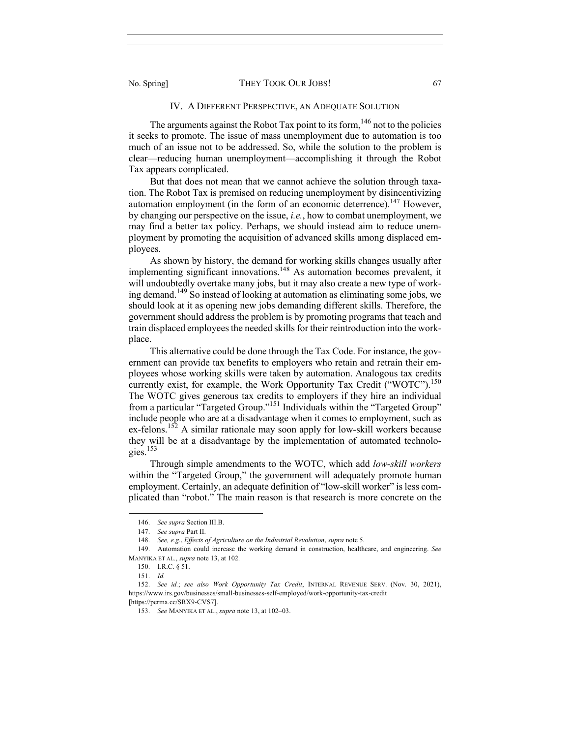## IV. A DIFFERENT PERSPECTIVE, AN ADEQUATE SOLUTION

The arguments against the Robot Tax point to its form,[146] not to the policies it seeks to promote. The issue of mass unemployment due to automation is too much of an issue not to be addressed. So, while the solution to the problem is clear—reducing human unemployment—accomplishing it through the Robot Tax appears complicated.

But that does not mean that we cannot achieve the solution through taxation. The Robot Tax is premised on reducing unemployment by disincentivizing automation employment (in the form of an economic deterrence).[147] However, by changing our perspective on the issue, *i.e.*, how to combat unemployment, we may find a better tax policy. Perhaps, we should instead aim to reduce unemployment by promoting the acquisition of advanced skills among displaced employees.

As shown by history, the demand for working skills changes usually after implementing significant innovations.[148] As automation becomes prevalent, it will undoubtedly overtake many jobs, but it may also create a new type of working demand.[149] So instead of looking at automation as eliminating some jobs, we should look at it as opening new jobs demanding different skills. Therefore, the government should address the problem is by promoting programs that teach and train displaced employees the needed skills for their reintroduction into the workplace.

This alternative could be done through the Tax Code. For instance, the government can provide tax benefits to employers who retain and retrain their employees whose working skills were taken by automation. Analogous tax credits currently exist, for example, the Work Opportunity Tax Credit ("WOTC").[150] The WOTC gives generous tax credits to employers if they hire an individual from a particular "Targeted Group."[151] Individuals within the "Targeted Group" include people who are at a disadvantage when it comes to employment, such as ex-felons.[152] A similar rationale may soon apply for low-skill workers because they will be at a disadvantage by the implementation of automated technologies.[153]

Through simple amendments to the WOTC, which add *low-skill workers* within the "Targeted Group," the government will adequately promote human employment. Certainly, an adequate definition of "low-skill worker" is less complicated than "robot." The main reason is that research is more concrete on the

---

146. *See supra* Section III.B.

147. *See supra* Part II.

148. *See, e.g.*, *Effects of Agriculture on the Industrial Revolution*, *supra* note 5.

149. Automation could increase the working demand in construction, healthcare, and engineering. *See* MANYIKA ET AL., *supra* note 13, at 102.

150. I.R.C. § 51.

151. *Id.*

152. *See id.*; *see also Work Opportunity Tax Credit*, INTERNAL REVENUE SERV. (Nov. 30, 2021), https://www.irs.gov/businesses/small-businesses-self-employed/work-opportunity-tax-credit [https://perma.cc/SRX9-CVS7].

153. *See* MANYIKA ET AL., *supra* note 13, at 102–03.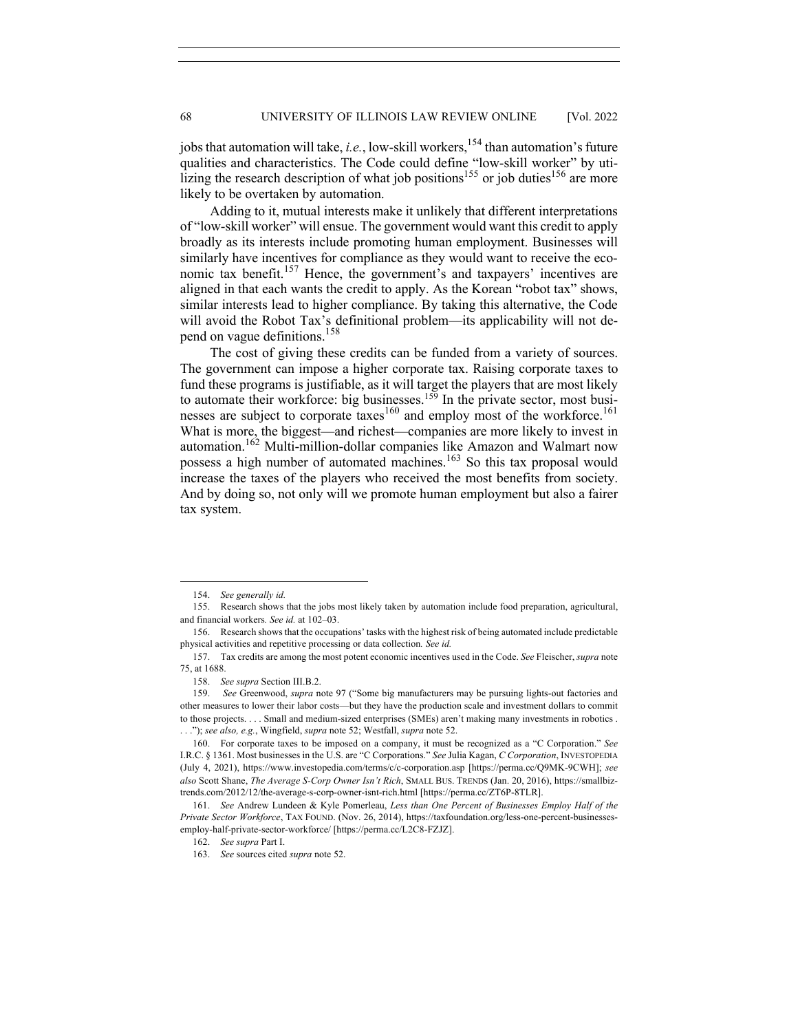jobs that automation will take, *i.e.*, low-skill workers,[154] than automation's future qualities and characteristics. The Code could define "low-skill worker" by utilizing the research description of what job positions[155] or job duties[156] are more likely to be overtaken by automation.

Adding to it, mutual interests make it unlikely that different interpretations of "low-skill worker" will ensue. The government would want this credit to apply broadly as its interests include promoting human employment. Businesses will similarly have incentives for compliance as they would want to receive the economic tax benefit.[157] Hence, the government's and taxpayers' incentives are aligned in that each wants the credit to apply. As the Korean "robot tax" shows, similar interests lead to higher compliance. By taking this alternative, the Code will avoid the Robot Tax's definitional problem—its applicability will not depend on vague definitions.[158]

The cost of giving these credits can be funded from a variety of sources. The government can impose a higher corporate tax. Raising corporate taxes to fund these programs is justifiable, as it will target the players that are most likely to automate their workforce: big businesses.[159] In the private sector, most businesses are subject to corporate taxes[160] and employ most of the workforce.[161] What is more, the biggest—and richest—companies are more likely to invest in automation.[162] Multi-million-dollar companies like Amazon and Walmart now possess a high number of automated machines.[163] So this tax proposal would increase the taxes of the players who received the most benefits from society. And by doing so, not only will we promote human employment but also a fairer tax system.

---

154. *See generally id.*

155. Research shows that the jobs most likely taken by automation include food preparation, agricultural, and financial workers. *See id.* at 102–03.

156. Research shows that the occupations' tasks with the highest risk of being automated include predictable physical activities and repetitive processing or data collection. *See id.*

157. Tax credits are among the most potent economic incentives used in the Code. *See* Fleischer, *supra* note 75, at 1688.

158. *See supra* Section III.B.2.

159. *See* Greenwood, *supra* note 97 ("Some big manufacturers may be pursuing lights-out factories and other measures to lower their labor costs—but they have the production scale and investment dollars to commit to those projects. . . . Small and medium-sized enterprises (SMEs) aren't making many investments in robotics . . . ."); *see also, e.g.*, Wingfield, *supra* note 52; Westfall, *supra* note 52.

160. For corporate taxes to be imposed on a company, it must be recognized as a "C Corporation." *See* I.R.C. § 1361. Most businesses in the U.S. are "C Corporations." *See* Julia Kagan, *C Corporation*, INVESTOPEDIA (July 4, 2021), https://www.investopedia.com/terms/c/c-corporation.asp [https://perma.cc/Q9MK-9CWH]; *see also* Scott Shane, *The Average S-Corp Owner Isn't Rich*, SMALL BUS. TRENDS (Jan. 20, 2016), https://smallbiztrends.com/2012/12/the-average-s-corp-owner-isnt-rich.html [https://perma.cc/ZT6P-8TLR].

161. *See* Andrew Lundeen & Kyle Pomerleau, *Less than One Percent of Businesses Employ Half of the Private Sector Workforce*, TAX FOUND. (Nov. 26, 2014), https://taxfoundation.org/less-one-percent-businesses-employ-half-private-sector-workforce/ [https://perma.cc/L2C8-FZJZ].

162. *See supra* Part I.

163. *See* sources cited *supra* note 52.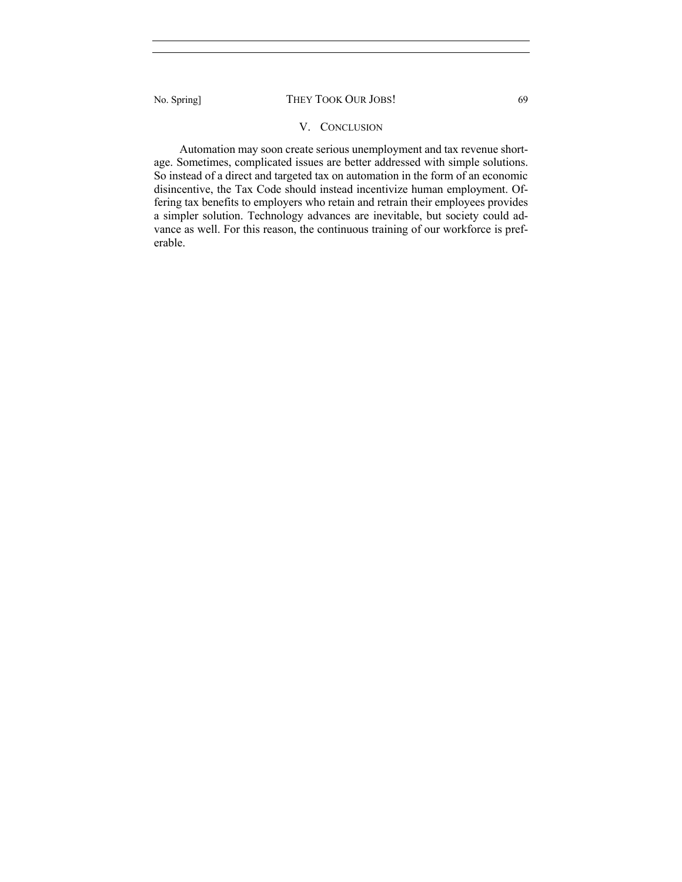## V. CONCLUSION

Automation may soon create serious unemployment and tax revenue shortage. Sometimes, complicated issues are better addressed with simple solutions. So instead of a direct and targeted tax on automation in the form of an economic disincentive, the Tax Code should instead incentivize human employment. Offering tax benefits to employers who retain and retrain their employees provides a simpler solution. Technology advances are inevitable, but society could advance as well. For this reason, the continuous training of our workforce is preferable.